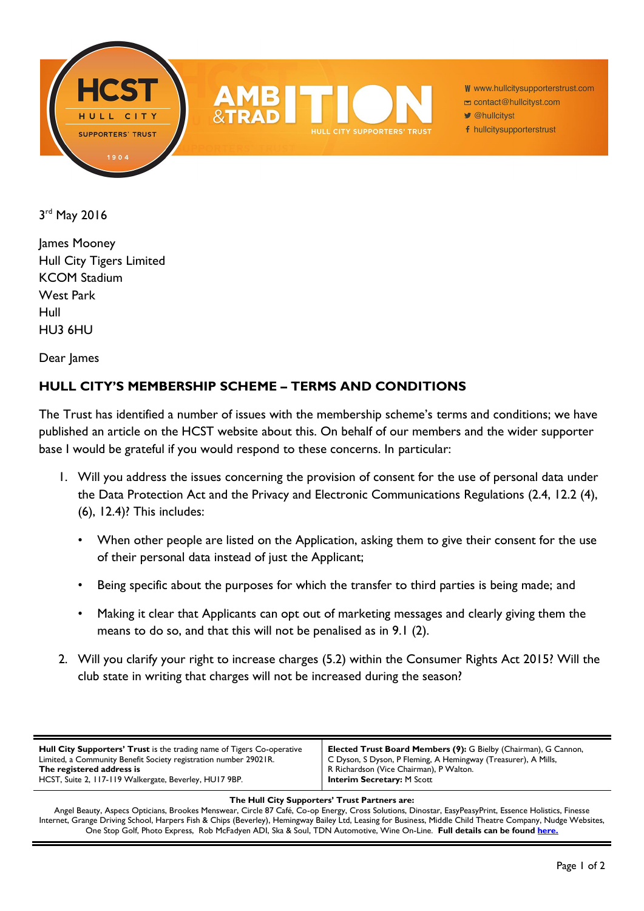HCST HULL CITY SUPPORTERS' TRUST 1904

AMBITION & TRADITION HULL CITY SUPPORTERS' TRUST

W www.hullcitysupporterstrust.com
contact@hullcityst.com
@hullcityst
hullcitysupporterstrust

3rd May 2016

James Mooney
Hull City Tigers Limited
KCOM Stadium
West Park
Hull
HU3 6HU

Dear James

## HULL CITY'S MEMBERSHIP SCHEME – TERMS AND CONDITIONS

The Trust has identified a number of issues with the membership scheme's terms and conditions; we have published an article on the HCST website about this. On behalf of our members and the wider supporter base I would be grateful if you would respond to these concerns. In particular:

1. Will you address the issues concerning the provision of consent for the use of personal data under the Data Protection Act and the Privacy and Electronic Communications Regulations (2.4, 12.2 (4), (6), 12.4)? This includes:

   - When other people are listed on the Application, asking them to give their consent for the use of their personal data instead of just the Applicant;
   - Being specific about the purposes for which the transfer to third parties is being made; and
   - Making it clear that Applicants can opt out of marketing messages and clearly giving them the means to do so, and that this will not be penalised as in 9.1 (2).

2. Will you clarify your right to increase charges (5.2) within the Consumer Rights Act 2015? Will the club state in writing that charges will not be increased during the season?

**Hull City Supporters' Trust** is the trading name of Tigers Co-operative Limited, a Community Benefit Society registration number 29021R.
**The registered address is**
HCST, Suite 2, 117-119 Walkergate, Beverley, HU17 9BP.

**Elected Trust Board Members (9):** G Bielby (Chairman), G Cannon, C Dyson, S Dyson, P Fleming, A Hemingway (Treasurer), A Mills, R Richardson (Vice Chairman), P Walton.
**Interim Secretary:** M Scott

**The Hull City Supporters' Trust Partners are:**
Angel Beauty, Aspecs Opticians, Brookes Menswear, Circle 87 Café, Co-op Energy, Cross Solutions, Dinostar, EasyPeasyPrint, Essence Holistics, Finesse Internet, Grange Driving School, Harpers Fish & Chips (Beverley), Hemingway Bailey Ltd, Leasing for Business, Middle Child Theatre Company, Nudge Websites, One Stop Golf, Photo Express, Rob McFadyen ADI, Ska & Soul, TDN Automotive, Wine On-Line. **Full details can be found here.**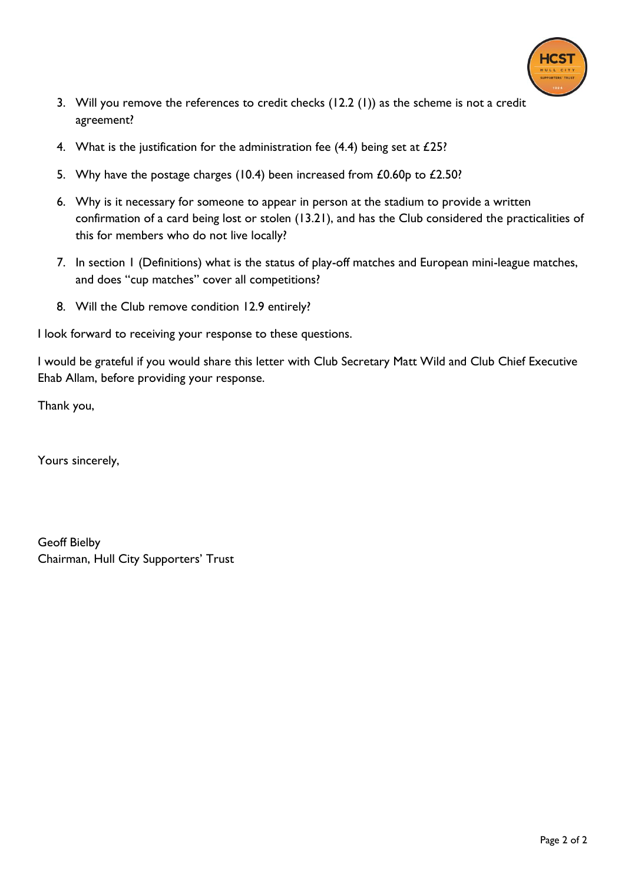3. Will you remove the references to credit checks (12.2 (1)) as the scheme is not a credit agreement?
4. What is the justification for the administration fee (4.4) being set at £25?
5. Why have the postage charges (10.4) been increased from £0.60p to £2.50?
6. Why is it necessary for someone to appear in person at the stadium to provide a written confirmation of a card being lost or stolen (13.21), and has the Club considered the practicalities of this for members who do not live locally?
7. In section 1 (Definitions) what is the status of play-off matches and European mini-league matches, and does "cup matches" cover all competitions?
8. Will the Club remove condition 12.9 entirely?

I look forward to receiving your response to these questions.

I would be grateful if you would share this letter with Club Secretary Matt Wild and Club Chief Executive Ehab Allam, before providing your response.

Thank you,

Yours sincerely,

Geoff Bielby
Chairman, Hull City Supporters' Trust